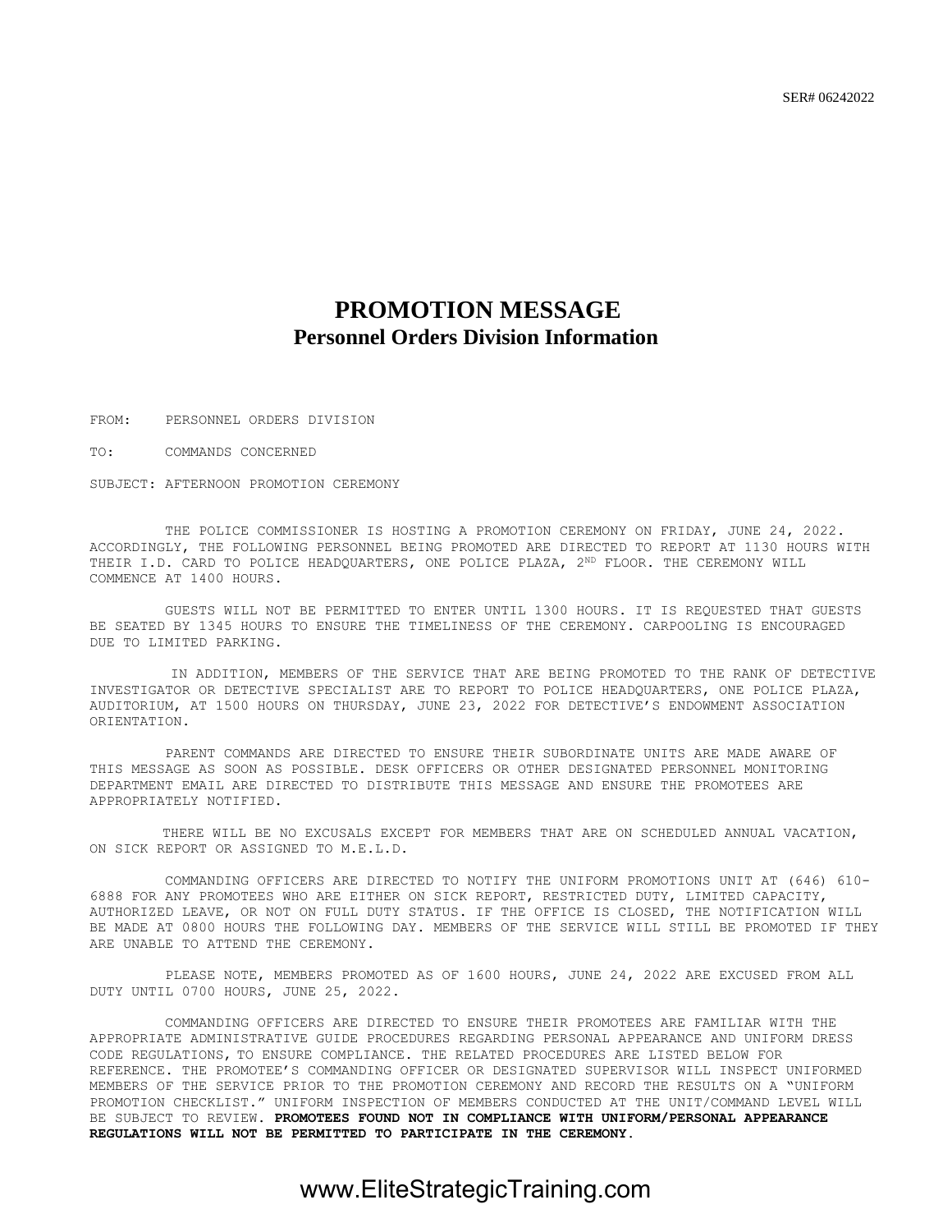SER# 06242022

# PROMOTION MESSAGE
## Personnel Orders Division Information

FROM: PERSONNEL ORDERS DIVISION

TO: COMMANDS CONCERNED

SUBJECT: AFTERNOON PROMOTION CEREMONY

THE POLICE COMMISSIONER IS HOSTING A PROMOTION CEREMONY ON FRIDAY, JUNE 24, 2022. ACCORDINGLY, THE FOLLOWING PERSONNEL BEING PROMOTED ARE DIRECTED TO REPORT AT 1130 HOURS WITH THEIR I.D. CARD TO POLICE HEADQUARTERS, ONE POLICE PLAZA, 2ND FLOOR. THE CEREMONY WILL COMMENCE AT 1400 HOURS.

GUESTS WILL NOT BE PERMITTED TO ENTER UNTIL 1300 HOURS. IT IS REQUESTED THAT GUESTS BE SEATED BY 1345 HOURS TO ENSURE THE TIMELINESS OF THE CEREMONY. CARPOOLING IS ENCOURAGED DUE TO LIMITED PARKING.

IN ADDITION, MEMBERS OF THE SERVICE THAT ARE BEING PROMOTED TO THE RANK OF DETECTIVE INVESTIGATOR OR DETECTIVE SPECIALIST ARE TO REPORT TO POLICE HEADQUARTERS, ONE POLICE PLAZA, AUDITORIUM, AT 1500 HOURS ON THURSDAY, JUNE 23, 2022 FOR DETECTIVE'S ENDOWMENT ASSOCIATION ORIENTATION.

PARENT COMMANDS ARE DIRECTED TO ENSURE THEIR SUBORDINATE UNITS ARE MADE AWARE OF THIS MESSAGE AS SOON AS POSSIBLE. DESK OFFICERS OR OTHER DESIGNATED PERSONNEL MONITORING DEPARTMENT EMAIL ARE DIRECTED TO DISTRIBUTE THIS MESSAGE AND ENSURE THE PROMOTEES ARE APPROPRIATELY NOTIFIED.

THERE WILL BE NO EXCUSALS EXCEPT FOR MEMBERS THAT ARE ON SCHEDULED ANNUAL VACATION, ON SICK REPORT OR ASSIGNED TO M.E.L.D.

COMMANDING OFFICERS ARE DIRECTED TO NOTIFY THE UNIFORM PROMOTIONS UNIT AT (646) 610-6888 FOR ANY PROMOTEES WHO ARE EITHER ON SICK REPORT, RESTRICTED DUTY, LIMITED CAPACITY, AUTHORIZED LEAVE, OR NOT ON FULL DUTY STATUS. IF THE OFFICE IS CLOSED, THE NOTIFICATION WILL BE MADE AT 0800 HOURS THE FOLLOWING DAY. MEMBERS OF THE SERVICE WILL STILL BE PROMOTED IF THEY ARE UNABLE TO ATTEND THE CEREMONY.

PLEASE NOTE, MEMBERS PROMOTED AS OF 1600 HOURS, JUNE 24, 2022 ARE EXCUSED FROM ALL DUTY UNTIL 0700 HOURS, JUNE 25, 2022.

COMMANDING OFFICERS ARE DIRECTED TO ENSURE THEIR PROMOTEES ARE FAMILIAR WITH THE APPROPRIATE ADMINISTRATIVE GUIDE PROCEDURES REGARDING PERSONAL APPEARANCE AND UNIFORM DRESS CODE REGULATIONS, TO ENSURE COMPLIANCE. THE RELATED PROCEDURES ARE LISTED BELOW FOR REFERENCE. THE PROMOTEE'S COMMANDING OFFICER OR DESIGNATED SUPERVISOR WILL INSPECT UNIFORMED MEMBERS OF THE SERVICE PRIOR TO THE PROMOTION CEREMONY AND RECORD THE RESULTS ON A "UNIFORM PROMOTION CHECKLIST." UNIFORM INSPECTION OF MEMBERS CONDUCTED AT THE UNIT/COMMAND LEVEL WILL BE SUBJECT TO REVIEW. **PROMOTEES FOUND NOT IN COMPLIANCE WITH UNIFORM/PERSONAL APPEARANCE REGULATIONS WILL NOT BE PERMITTED TO PARTICIPATE IN THE CEREMONY.**

www.EliteStrategicTraining.com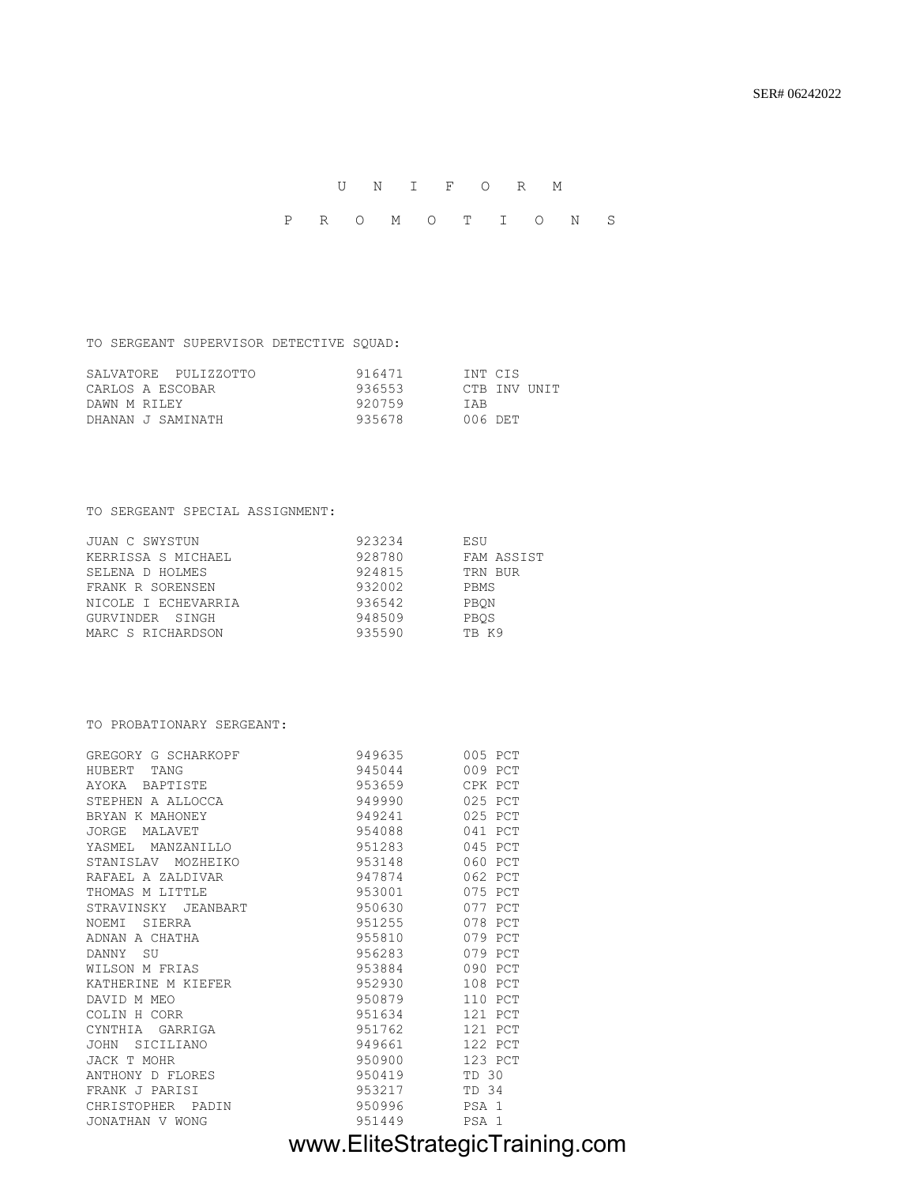SER# 06242022

# U N I F O R M

# P R O M O T I O N S

TO SERGEANT SUPERVISOR DETECTIVE SQUAD:

| Name | Tax # | Command |
|---|---|---|
| SALVATORE PULIZZOTTO | 916471 | INT CIS |
| CARLOS A ESCOBAR | 936553 | CTB INV UNIT |
| DAWN M RILEY | 920759 | IAB |
| DHANAN J SAMINATH | 935678 | 006 DET |

TO SERGEANT SPECIAL ASSIGNMENT:

| Name | Tax # | Command |
|---|---|---|
| JUAN C SWYSTUN | 923234 | ESU |
| KERRISSA S MICHAEL | 928780 | FAM ASSIST |
| SELENA D HOLMES | 924815 | TRN BUR |
| FRANK R SORENSEN | 932002 | PBMS |
| NICOLE I ECHEVARRIA | 936542 | PBQN |
| GURVINDER SINGH | 948509 | PBQS |
| MARC S RICHARDSON | 935590 | TB K9 |

TO PROBATIONARY SERGEANT:

| Name | Tax # | Command |
|---|---|---|
| GREGORY G SCHARKOPF | 949635 | 005 PCT |
| HUBERT TANG | 945044 | 009 PCT |
| AYOKA BAPTISTE | 953659 | CPK PCT |
| STEPHEN A ALLOCCA | 949990 | 025 PCT |
| BRYAN K MAHONEY | 949241 | 025 PCT |
| JORGE MALAVET | 954088 | 041 PCT |
| YASMEL MANZANILLO | 951283 | 045 PCT |
| STANISLAV MOZHEIKO | 953148 | 060 PCT |
| RAFAEL A ZALDIVAR | 947874 | 062 PCT |
| THOMAS M LITTLE | 953001 | 075 PCT |
| STRAVINSKY JEANBART | 950630 | 077 PCT |
| NOEMI SIERRA | 951255 | 078 PCT |
| ADNAN A CHATHA | 955810 | 079 PCT |
| DANNY SU | 956283 | 079 PCT |
| WILSON M FRIAS | 953884 | 090 PCT |
| KATHERINE M KIEFER | 952930 | 108 PCT |
| DAVID M MEO | 950879 | 110 PCT |
| COLIN H CORR | 951634 | 121 PCT |
| CYNTHIA GARRIGA | 951762 | 121 PCT |
| JOHN SICILIANO | 949661 | 122 PCT |
| JACK T MOHR | 950900 | 123 PCT |
| ANTHONY D FLORES | 950419 | TD 30 |
| FRANK J PARISI | 953217 | TD 34 |
| CHRISTOPHER PADIN | 950996 | PSA 1 |
| JONATHAN V WONG | 951449 | PSA 1 |

www.EliteStrategicTraining.com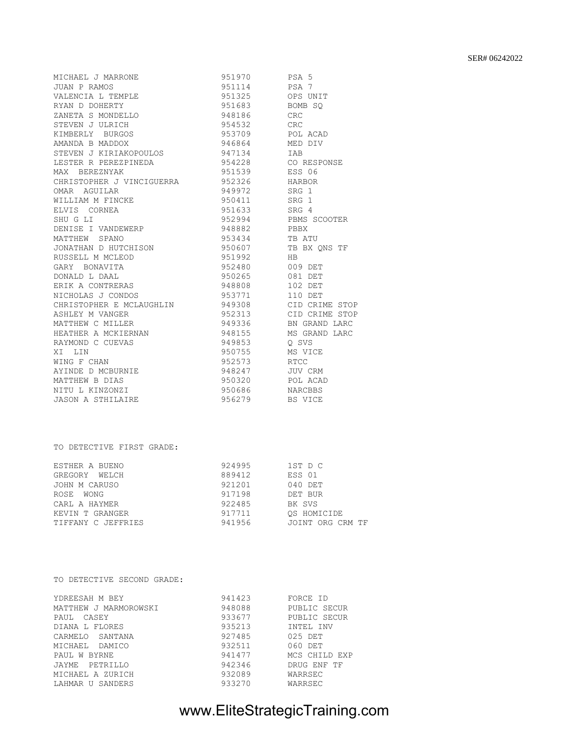| | | |
|---|---|---|
| MICHAEL J MARRONE | 951970 | PSA 5 |
| JUAN P RAMOS | 951114 | PSA 7 |
| VALENCIA L TEMPLE | 951325 | OPS UNIT |
| RYAN D DOHERTY | 951683 | BOMB SQ |
| ZANETA S MONDELLO | 948186 | CRC |
| STEVEN J ULRICH | 954532 | CRC |
| KIMBERLY BURGOS | 953709 | POL ACAD |
| AMANDA B MADDOX | 946864 | MED DIV |
| STEVEN J KIRIAKOPOULOS | 947134 | IAB |
| LESTER R PEREZPINEDA | 954228 | CO RESPONSE |
| MAX BEREZNYAK | 951539 | ESS 06 |
| CHRISTOPHER J VINCIGUERRA | 952326 | HARBOR |
| OMAR AGUILAR | 949972 | SRG 1 |
| WILLIAM M FINCKE | 950411 | SRG 1 |
| ELVIS CORNEA | 951633 | SRG 4 |
| SHU G LI | 952994 | PBMS SCOOTER |
| DENISE I VANDEWERP | 948882 | PBBX |
| MATTHEW SPANO | 953434 | TB ATU |
| JONATHAN D HUTCHISON | 950607 | TB BX QNS TF |
| RUSSELL M MCLEOD | 951992 | HB |
| GARY BONAVITA | 952480 | 009 DET |
| DONALD L DAAL | 950265 | 081 DET |
| ERIK A CONTRERAS | 948808 | 102 DET |
| NICHOLAS J CONDOS | 953771 | 110 DET |
| CHRISTOPHER E MCLAUGHLIN | 949308 | CID CRIME STOP |
| ASHLEY M VANGER | 952313 | CID CRIME STOP |
| MATTHEW C MILLER | 949336 | BN GRAND LARC |
| HEATHER A MCKIERNAN | 948155 | MS GRAND LARC |
| RAYMOND C CUEVAS | 949853 | Q SVS |
| XI LIN | 950755 | MS VICE |
| WING F CHAN | 952573 | RTCC |
| AYINDE D MCBURNIE | 948247 | JUV CRM |
| MATTHEW B DIAS | 950320 | POL ACAD |
| NITU L KINZONZI | 950686 | NARCBBS |
| JASON A STHILAIRE | 956279 | BS VICE |

TO DETECTIVE FIRST GRADE:

| | | |
|---|---|---|
| ESTHER A BUENO | 924995 | 1ST D C |
| GREGORY WELCH | 889412 | ESS 01 |
| JOHN M CARUSO | 921201 | 040 DET |
| ROSE WONG | 917198 | DET BUR |
| CARL A HAYMER | 922485 | BK SVS |
| KEVIN T GRANGER | 917711 | QS HOMICIDE |
| TIFFANY C JEFFRIES | 941956 | JOINT ORG CRM TF |

TO DETECTIVE SECOND GRADE:

| | | |
|---|---|---|
| YDREESAH M BEY | 941423 | FORCE ID |
| MATTHEW J MARMOROWSKI | 948088 | PUBLIC SECUR |
| PAUL CASEY | 933677 | PUBLIC SECUR |
| DIANA L FLORES | 935213 | INTEL INV |
| CARMELO SANTANA | 927485 | 025 DET |
| MICHAEL DAMICO | 932511 | 060 DET |
| PAUL W BYRNE | 941477 | MCS CHILD EXP |
| JAYME PETRILLO | 942346 | DRUG ENF TF |
| MICHAEL A ZURICH | 932089 | WARRSEC |
| LAHMAR U SANDERS | 933270 | WARRSEC |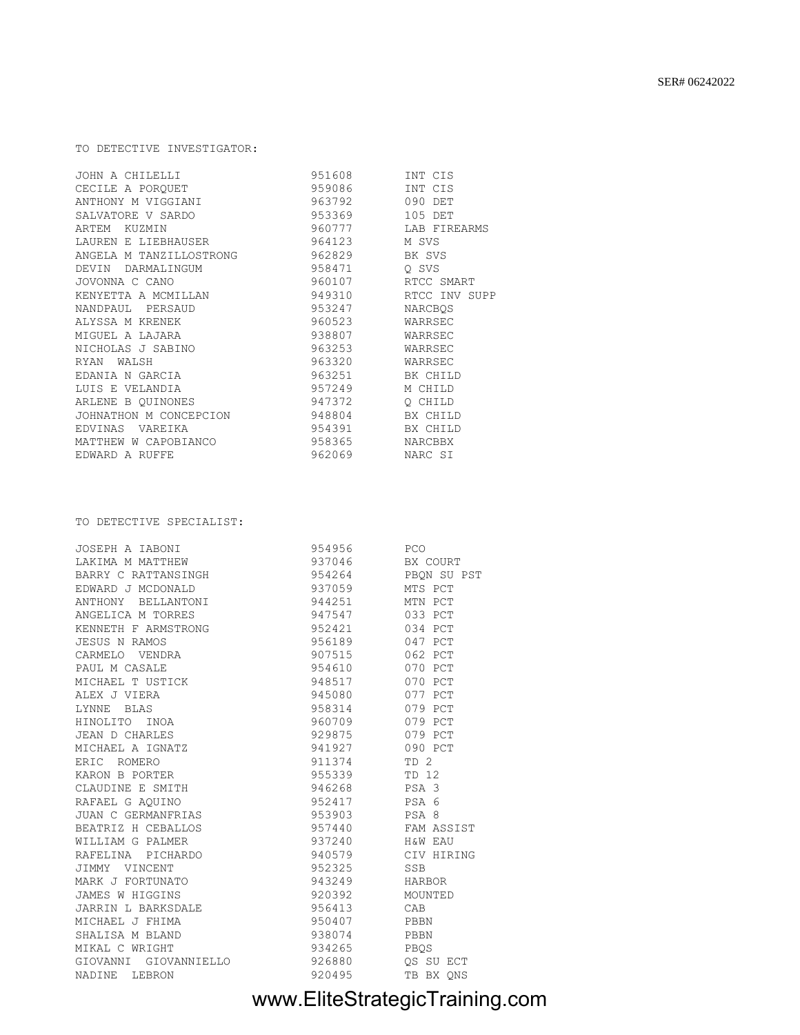TO DETECTIVE INVESTIGATOR:

| | | |
|---|---|---|
| JOHN A CHILELLI | 951608 | INT CIS |
| CECILE A PORQUET | 959086 | INT CIS |
| ANTHONY M VIGGIANI | 963792 | 090 DET |
| SALVATORE V SARDO | 953369 | 105 DET |
| ARTEM KUZMIN | 960777 | LAB FIREARMS |
| LAUREN E LIEBHAUSER | 964123 | M SVS |
| ANGELA M TANZILLOSTRONG | 962829 | BK SVS |
| DEVIN DARMALINGUM | 958471 | Q SVS |
| JOVONNA C CANO | 960107 | RTCC SMART |
| KENYETTA A MCMILLAN | 949310 | RTCC INV SUPP |
| NANDPAUL PERSAUD | 953247 | NARCBQS |
| ALYSSA M KRENEK | 960523 | WARRSEC |
| MIGUEL A LAJARA | 938807 | WARRSEC |
| NICHOLAS J SABINO | 963253 | WARRSEC |
| RYAN WALSH | 963320 | WARRSEC |
| EDANIA N GARCIA | 963251 | BK CHILD |
| LUIS E VELANDIA | 957249 | M CHILD |
| ARLENE B QUINONES | 947372 | Q CHILD |
| JOHNATHON M CONCEPCION | 948804 | BX CHILD |
| EDVINAS VAREIKA | 954391 | BX CHILD |
| MATTHEW W CAPOBIANCO | 958365 | NARCBBX |
| EDWARD A RUFFE | 962069 | NARC SI |

TO DETECTIVE SPECIALIST:

| | | |
|---|---|---|
| JOSEPH A IABONI | 954956 | PCO |
| LAKIMA M MATTHEW | 937046 | BX COURT |
| BARRY C RATTANSINGH | 954264 | PBQN SU PST |
| EDWARD J MCDONALD | 937059 | MTS PCT |
| ANTHONY BELLANTONI | 944251 | MTN PCT |
| ANGELICA M TORRES | 947547 | 033 PCT |
| KENNETH F ARMSTRONG | 952421 | 034 PCT |
| JESUS N RAMOS | 956189 | 047 PCT |
| CARMELO VENDRA | 907515 | 062 PCT |
| PAUL M CASALE | 954610 | 070 PCT |
| MICHAEL T USTICK | 948517 | 070 PCT |
| ALEX J VIERA | 945080 | 077 PCT |
| LYNNE BLAS | 958314 | 079 PCT |
| HINOLITO INOA | 960709 | 079 PCT |
| JEAN D CHARLES | 929875 | 079 PCT |
| MICHAEL A IGNATZ | 941927 | 090 PCT |
| ERIC ROMERO | 911374 | TD 2 |
| KARON B PORTER | 955339 | TD 12 |
| CLAUDINE E SMITH | 946268 | PSA 3 |
| RAFAEL G AQUINO | 952417 | PSA 6 |
| JUAN C GERMANFRIAS | 953903 | PSA 8 |
| BEATRIZ H CEBALLOS | 957440 | FAM ASSIST |
| WILLIAM G PALMER | 937240 | H&W EAU |
| RAFELINA PICHARDO | 940579 | CIV HIRING |
| JIMMY VINCENT | 952325 | SSB |
| MARK J FORTUNATO | 943249 | HARBOR |
| JAMES W HIGGINS | 920392 | MOUNTED |
| JARRIN L BARKSDALE | 956413 | CAB |
| MICHAEL J FHIMA | 950407 | PBBN |
| SHALISA M BLAND | 938074 | PBBN |
| MIKAL C WRIGHT | 934265 | PBQS |
| GIOVANNI GIOVANNIELLO | 926880 | QS SU ECT |
| NADINE LEBRON | 920495 | TB BX QNS |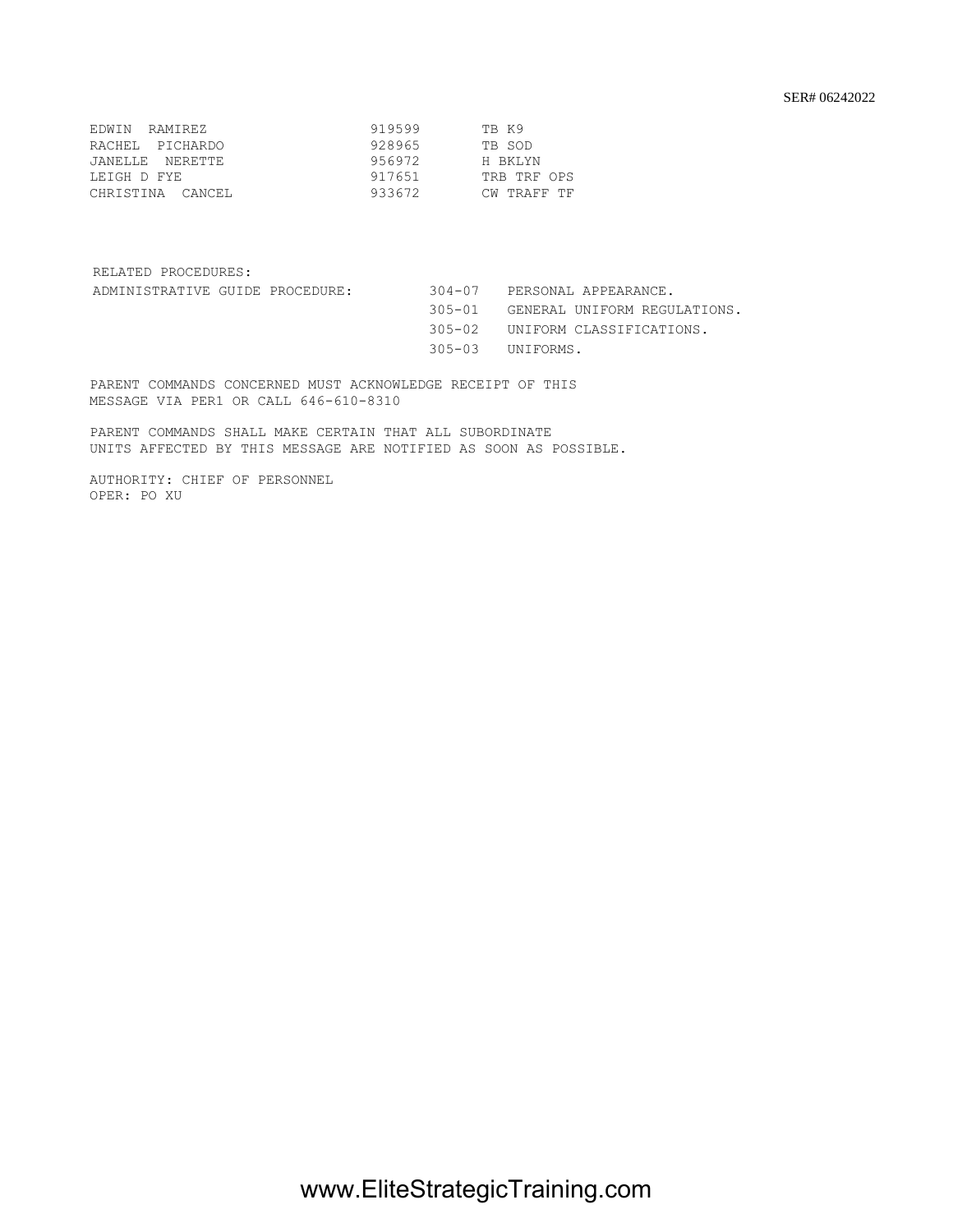| | | |
|---|---|---|
| EDWIN RAMIREZ | 919599 | TB K9 |
| RACHEL PICHARDO | 928965 | TB SOD |
| JANELLE NERETTE | 956972 | H BKLYN |
| LEIGH D FYE | 917651 | TRB TRF OPS |
| CHRISTINA CANCEL | 933672 | CW TRAFF TF |

RELATED PROCEDURES:

| | | |
|---|---|---|
| ADMINISTRATIVE GUIDE PROCEDURE: | 304-07 | PERSONAL APPEARANCE. |
| | 305-01 | GENERAL UNIFORM REGULATIONS. |
| | 305-02 | UNIFORM CLASSIFICATIONS. |
| | 305-03 | UNIFORMS. |

PARENT COMMANDS CONCERNED MUST ACKNOWLEDGE RECEIPT OF THIS MESSAGE VIA PER1 OR CALL 646-610-8310

PARENT COMMANDS SHALL MAKE CERTAIN THAT ALL SUBORDINATE UNITS AFFECTED BY THIS MESSAGE ARE NOTIFIED AS SOON AS POSSIBLE.

AUTHORITY: CHIEF OF PERSONNEL
OPER: PO XU